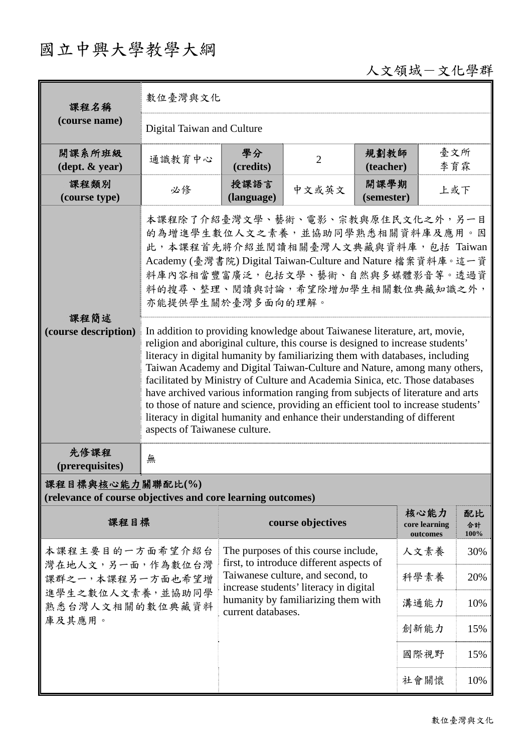# 國立中興大學教學大綱

人文領域－文化學群

| 課程名稱 (course name) | 數位臺灣與文化 | | | | |
|---|---|---|---|---|---|
| | Digital Taiwan and Culture | | | | |
| 開課系所班級 (dept. & year) | 通識教育中心 | 學分 (credits) | 2 | 規劃教師 (teacher) | 臺文所 李育霖 |
| 課程類別 (course type) | 必修 | 授課語言 (language) | 中文或英文 | 開課學期 (semester) | 上或下 |
| 課程簡述 (course description) | 本課程除了介紹臺灣文學、藝術、電影、宗教與原住民文化之外，另一目的為增進學生數位人文之素養，並協助同學熟悉相關資料庫及應用。因此，本課程首先將介紹並閱讀相關臺灣人文典藏與資料庫，包括 Taiwan Academy (臺灣書院) Digital Taiwan-Culture and Nature 檔案資料庫。這一資料庫內容相當豐富廣泛，包括文學、藝術、自然與多媒體影音等。透過資料的搜尋、整理、閱讀與討論，希望除增加學生相關數位典藏知識之外，亦能提供學生關於臺灣多面向的理解。 | | | | |
| | In addition to providing knowledge about Taiwanese literature, art, movie, religion and aboriginal culture, this course is designed to increase students' literacy in digital humanity by familiarizing them with databases, including Taiwan Academy and Digital Taiwan-Culture and Nature, among many others, facilitated by Ministry of Culture and Academia Sinica, etc. Those databases have archived various information ranging from subjects of literature and arts to those of nature and science, providing an efficient tool to increase students' literacy in digital humanity and enhance their understanding of different aspects of Taiwanese culture. | | | | |
| 先修課程 (prerequisites) | 無 | | | | |

**課程目標與核心能力關聯配比(%)**
**(relevance of course objectives and core learning outcomes)**

| 課程目標 | course objectives | 核心能力 core learning outcomes | 配比 合計 100% |
|---|---|---|---|
| 本課程主要目的一方面希望介紹台灣在地人文，另一面，作為數位台灣課群之一，本課程另一方面也希望增進學生之數位人文素養，並協助同學熟悉台灣人文相關的數位典藏資料庫及其應用。 | The purposes of this course include, first, to introduce different aspects of Taiwanese culture, and second, to increase students' literacy in digital humanity by familiarizing them with current databases. | 人文素養 | 30% |
| | | 科學素養 | 20% |
| | | 溝通能力 | 10% |
| | | 創新能力 | 15% |
| | | 國際視野 | 15% |
| | | 社會關懷 | 10% |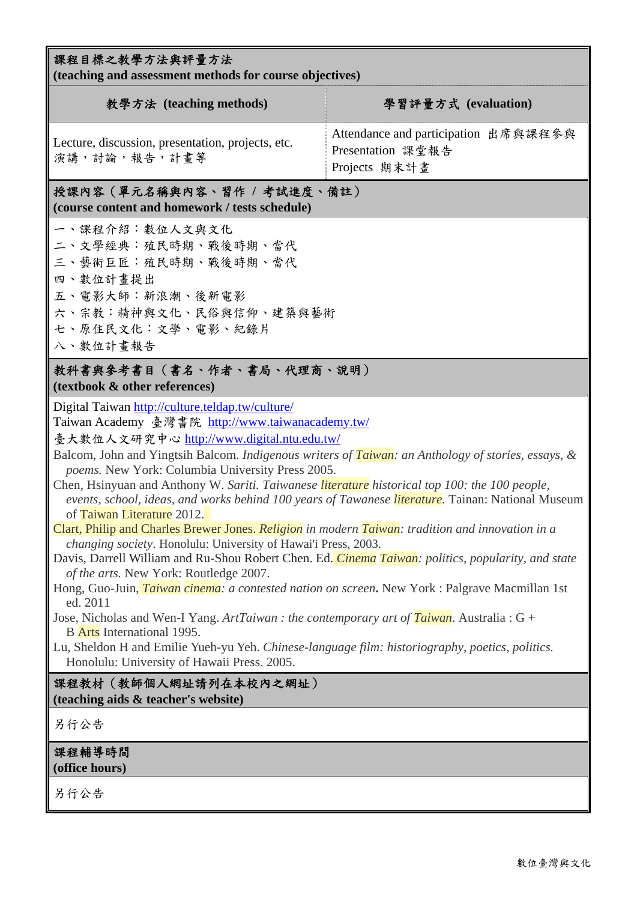## 課程目標之教學方法與評量方法 (teaching and assessment methods for course objectives)

| 教學方法 (teaching methods) | 學習評量方式 (evaluation) |
| --- | --- |
| Lecture, discussion, presentation, projects, etc.<br>演講，討論，報告，計畫等 | Attendance and participation 出席與課程參與<br>Presentation 課堂報告<br>Projects 期末計畫 |

## 授課內容（單元名稱與內容、習作 / 考試進度、備註） (course content and homework / tests schedule)

一、課程介紹：數位人文與文化
二、文學經典：殖民時期、戰後時期、當代
三、藝術巨匠：殖民時期、戰後時期、當代
四、數位計畫提出
五、電影大師：新浪潮、後新電影
六、宗教：精神與文化、民俗與信仰、建築與藝術
七、原住民文化：文學、電影、紀錄片
八、數位計畫報告

## 教科書與參考書目（書名、作者、書局、代理商、說明） (textbook & other references)

Digital Taiwan http://culture.teldap.tw/culture/

Taiwan Academy 臺灣書院 http://www.taiwanacademy.tw/

臺大數位人文研究中心 http://www.digital.ntu.edu.tw/

Balcom, John and Yingtsih Balcom. *Indigenous writers of Taiwan: an Anthology of stories, essays, & poems.* New York: Columbia University Press 2005.

Chen, Hsinyuan and Anthony W. *Sariti. Taiwanese literature historical top 100: the 100 people, events, school, ideas, and works behind 100 years of Tawanese literature*. Tainan: National Museum of Taiwan Literature 2012.

Clart, Philip and Charles Brewer Jones. *Religion in modern Taiwan: tradition and innovation in a changing society*. Honolulu: University of Hawai'i Press, 2003.

Davis, Darrell William and Ru-Shou Robert Chen. Ed. *Cinema Taiwan: politics, popularity, and state of the arts.* New York: Routledge 2007.

Hong, Guo-Juin, *Taiwan cinema: a contested nation on screen***.** New York : Palgrave Macmillan 1st ed. 2011

Jose, Nicholas and Wen-I Yang. *ArtTaiwan : the contemporary art of Taiwan*. Australia : G + B Arts International 1995.

Lu, Sheldon H and Emilie Yueh-yu Yeh. *Chinese-language film: historiography, poetics, politics.* Honolulu: University of Hawaii Press. 2005.

## 課程教材（教師個人網址請列在本校內之網址） (teaching aids & teacher's website)

另行公告

## 課程輔導時間 (office hours)

另行公告